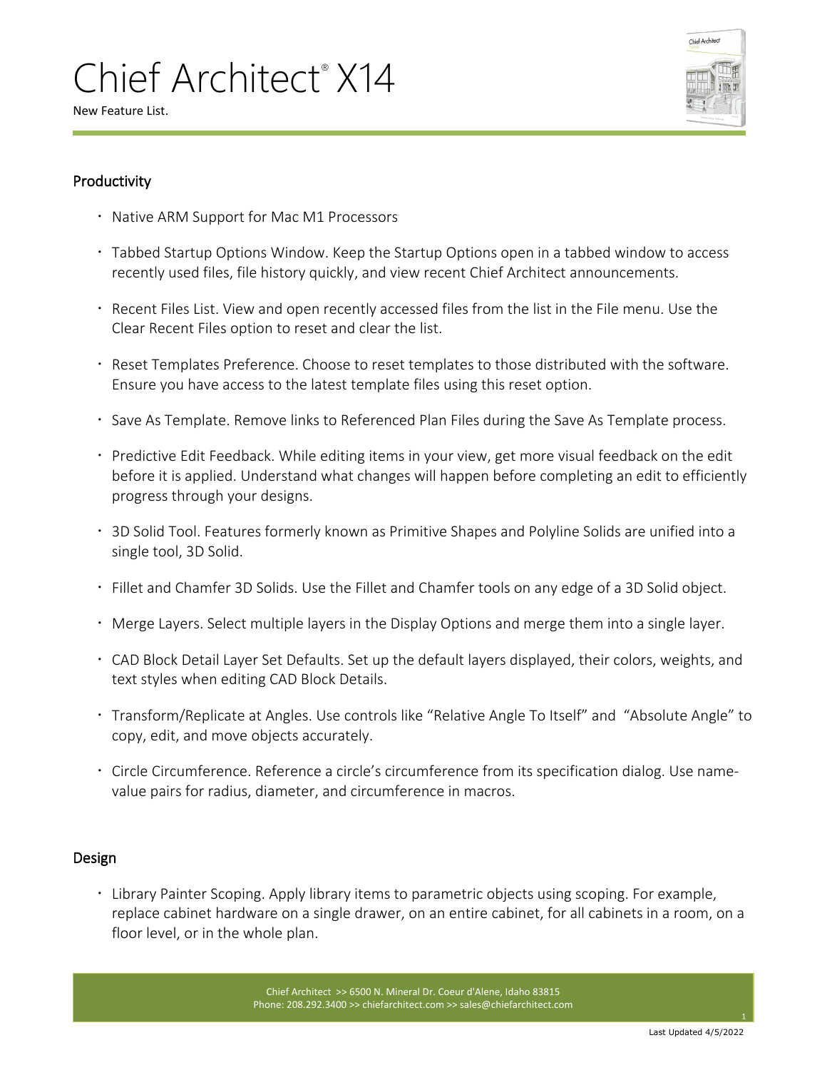# Chief Architect® X14

New Feature List.

## Productivity

- Native ARM Support for Mac M1 Processors
- Tabbed Startup Options Window. Keep the Startup Options open in a tabbed window to access recently used files, file history quickly, and view recent Chief Architect announcements.
- Recent Files List. View and open recently accessed files from the list in the File menu. Use the Clear Recent Files option to reset and clear the list.
- Reset Templates Preference. Choose to reset templates to those distributed with the software. Ensure you have access to the latest template files using this reset option.
- Save As Template. Remove links to Referenced Plan Files during the Save As Template process.
- Predictive Edit Feedback. While editing items in your view, get more visual feedback on the edit before it is applied. Understand what changes will happen before completing an edit to efficiently progress through your designs.
- 3D Solid Tool. Features formerly known as Primitive Shapes and Polyline Solids are unified into a single tool, 3D Solid.
- Fillet and Chamfer 3D Solids. Use the Fillet and Chamfer tools on any edge of a 3D Solid object.
- Merge Layers. Select multiple layers in the Display Options and merge them into a single layer.
- CAD Block Detail Layer Set Defaults. Set up the default layers displayed, their colors, weights, and text styles when editing CAD Block Details.
- Transform/Replicate at Angles. Use controls like "Relative Angle To Itself" and "Absolute Angle" to copy, edit, and move objects accurately.
- Circle Circumference. Reference a circle's circumference from its specification dialog. Use name-value pairs for radius, diameter, and circumference in macros.

## Design

- Library Painter Scoping. Apply library items to parametric objects using scoping. For example, replace cabinet hardware on a single drawer, on an entire cabinet, for all cabinets in a room, on a floor level, or in the whole plan.

Chief Architect >> 6500 N. Mineral Dr. Coeur d'Alene, Idaho 83815
Phone: 208.292.3400 >> chiefarchitect.com >> sales@chiefarchitect.com

Last Updated 4/5/2022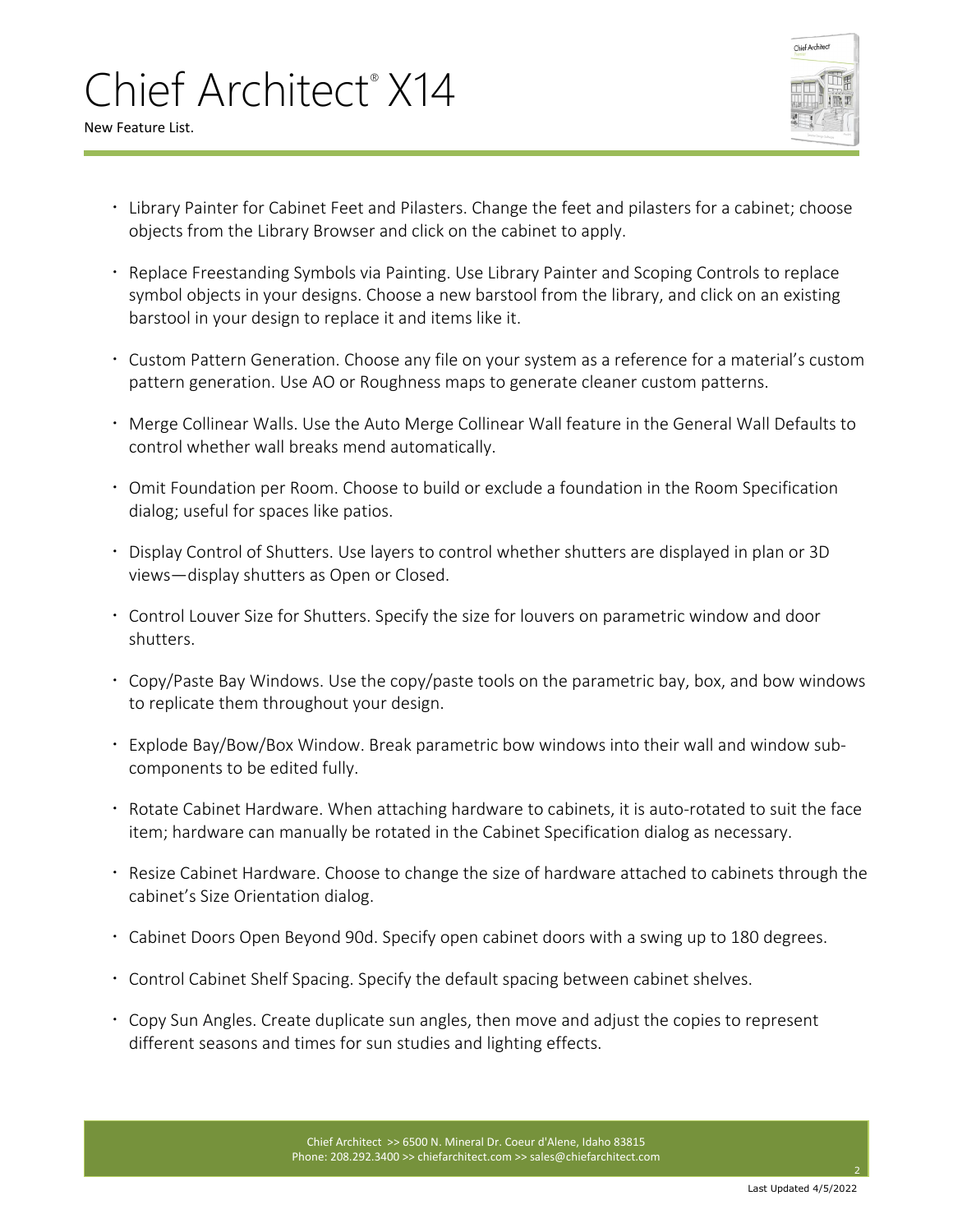- Library Painter for Cabinet Feet and Pilasters. Change the feet and pilasters for a cabinet; choose objects from the Library Browser and click on the cabinet to apply.
- Replace Freestanding Symbols via Painting. Use Library Painter and Scoping Controls to replace symbol objects in your designs. Choose a new barstool from the library, and click on an existing barstool in your design to replace it and items like it.
- Custom Pattern Generation. Choose any file on your system as a reference for a material's custom pattern generation. Use AO or Roughness maps to generate cleaner custom patterns.
- Merge Collinear Walls. Use the Auto Merge Collinear Wall feature in the General Wall Defaults to control whether wall breaks mend automatically.
- Omit Foundation per Room. Choose to build or exclude a foundation in the Room Specification dialog; useful for spaces like patios.
- Display Control of Shutters. Use layers to control whether shutters are displayed in plan or 3D views—display shutters as Open or Closed.
- Control Louver Size for Shutters. Specify the size for louvers on parametric window and door shutters.
- Copy/Paste Bay Windows. Use the copy/paste tools on the parametric bay, box, and bow windows to replicate them throughout your design.
- Explode Bay/Bow/Box Window. Break parametric bow windows into their wall and window sub-components to be edited fully.
- Rotate Cabinet Hardware. When attaching hardware to cabinets, it is auto-rotated to suit the face item; hardware can manually be rotated in the Cabinet Specification dialog as necessary.
- Resize Cabinet Hardware. Choose to change the size of hardware attached to cabinets through the cabinet's Size Orientation dialog.
- Cabinet Doors Open Beyond 90d. Specify open cabinet doors with a swing up to 180 degrees.
- Control Cabinet Shelf Spacing. Specify the default spacing between cabinet shelves.
- Copy Sun Angles. Create duplicate sun angles, then move and adjust the copies to represent different seasons and times for sun studies and lighting effects.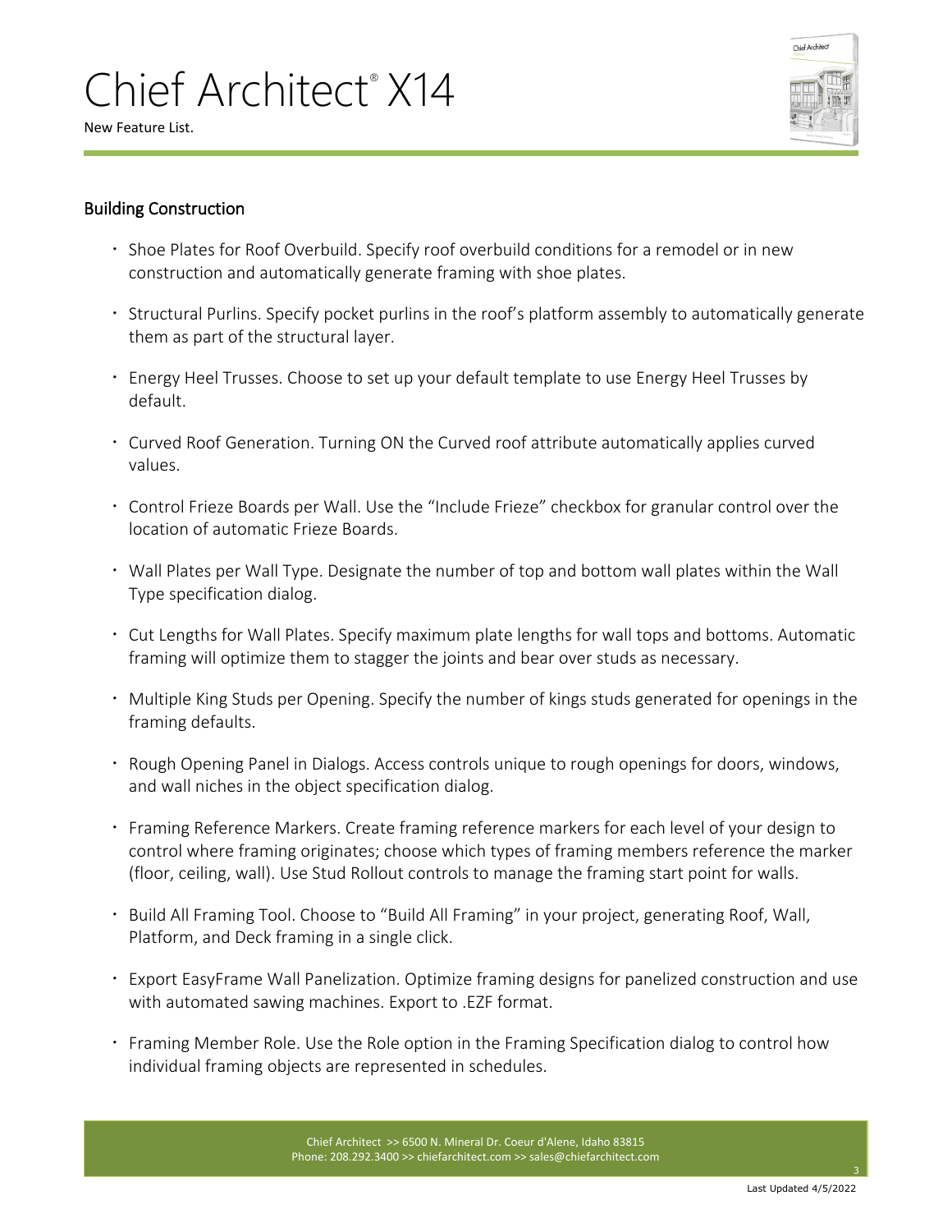## Building Construction

- Shoe Plates for Roof Overbuild. Specify roof overbuild conditions for a remodel or in new construction and automatically generate framing with shoe plates.
- Structural Purlins. Specify pocket purlins in the roof's platform assembly to automatically generate them as part of the structural layer.
- Energy Heel Trusses. Choose to set up your default template to use Energy Heel Trusses by default.
- Curved Roof Generation. Turning ON the Curved roof attribute automatically applies curved values.
- Control Frieze Boards per Wall. Use the "Include Frieze" checkbox for granular control over the location of automatic Frieze Boards.
- Wall Plates per Wall Type. Designate the number of top and bottom wall plates within the Wall Type specification dialog.
- Cut Lengths for Wall Plates. Specify maximum plate lengths for wall tops and bottoms. Automatic framing will optimize them to stagger the joints and bear over studs as necessary.
- Multiple King Studs per Opening. Specify the number of kings studs generated for openings in the framing defaults.
- Rough Opening Panel in Dialogs. Access controls unique to rough openings for doors, windows, and wall niches in the object specification dialog.
- Framing Reference Markers. Create framing reference markers for each level of your design to control where framing originates; choose which types of framing members reference the marker (floor, ceiling, wall). Use Stud Rollout controls to manage the framing start point for walls.
- Build All Framing Tool. Choose to "Build All Framing" in your project, generating Roof, Wall, Platform, and Deck framing in a single click.
- Export EasyFrame Wall Panelization. Optimize framing designs for panelized construction and use with automated sawing machines. Export to .EZF format.
- Framing Member Role. Use the Role option in the Framing Specification dialog to control how individual framing objects are represented in schedules.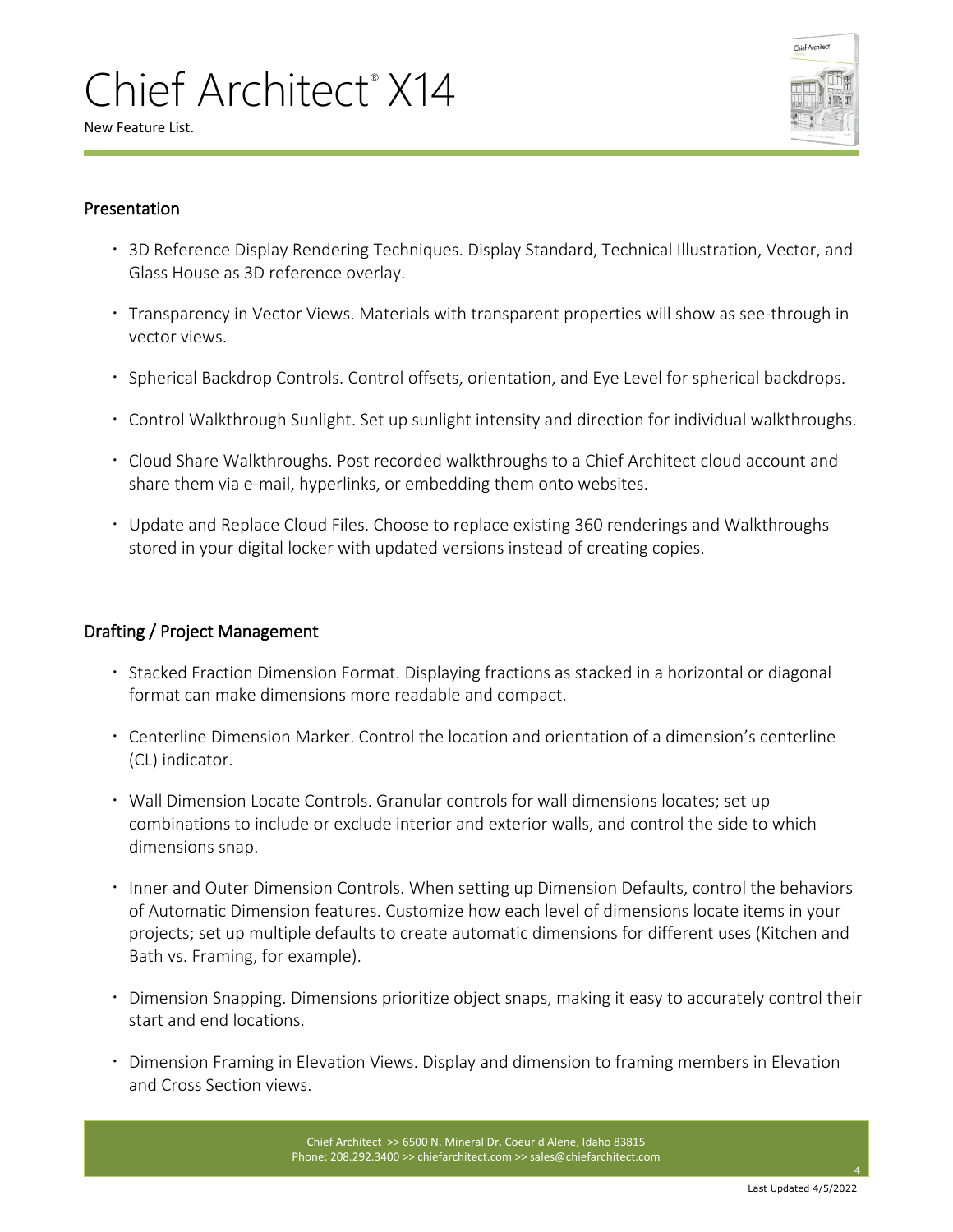## Presentation

- 3D Reference Display Rendering Techniques. Display Standard, Technical Illustration, Vector, and Glass House as 3D reference overlay.
- Transparency in Vector Views. Materials with transparent properties will show as see-through in vector views.
- Spherical Backdrop Controls. Control offsets, orientation, and Eye Level for spherical backdrops.
- Control Walkthrough Sunlight. Set up sunlight intensity and direction for individual walkthroughs.
- Cloud Share Walkthroughs. Post recorded walkthroughs to a Chief Architect cloud account and share them via e-mail, hyperlinks, or embedding them onto websites.
- Update and Replace Cloud Files. Choose to replace existing 360 renderings and Walkthroughs stored in your digital locker with updated versions instead of creating copies.

## Drafting / Project Management

- Stacked Fraction Dimension Format. Displaying fractions as stacked in a horizontal or diagonal format can make dimensions more readable and compact.
- Centerline Dimension Marker. Control the location and orientation of a dimension's centerline (CL) indicator.
- Wall Dimension Locate Controls. Granular controls for wall dimensions locates; set up combinations to include or exclude interior and exterior walls, and control the side to which dimensions snap.
- Inner and Outer Dimension Controls. When setting up Dimension Defaults, control the behaviors of Automatic Dimension features. Customize how each level of dimensions locate items in your projects; set up multiple defaults to create automatic dimensions for different uses (Kitchen and Bath vs. Framing, for example).
- Dimension Snapping. Dimensions prioritize object snaps, making it easy to accurately control their start and end locations.
- Dimension Framing in Elevation Views. Display and dimension to framing members in Elevation and Cross Section views.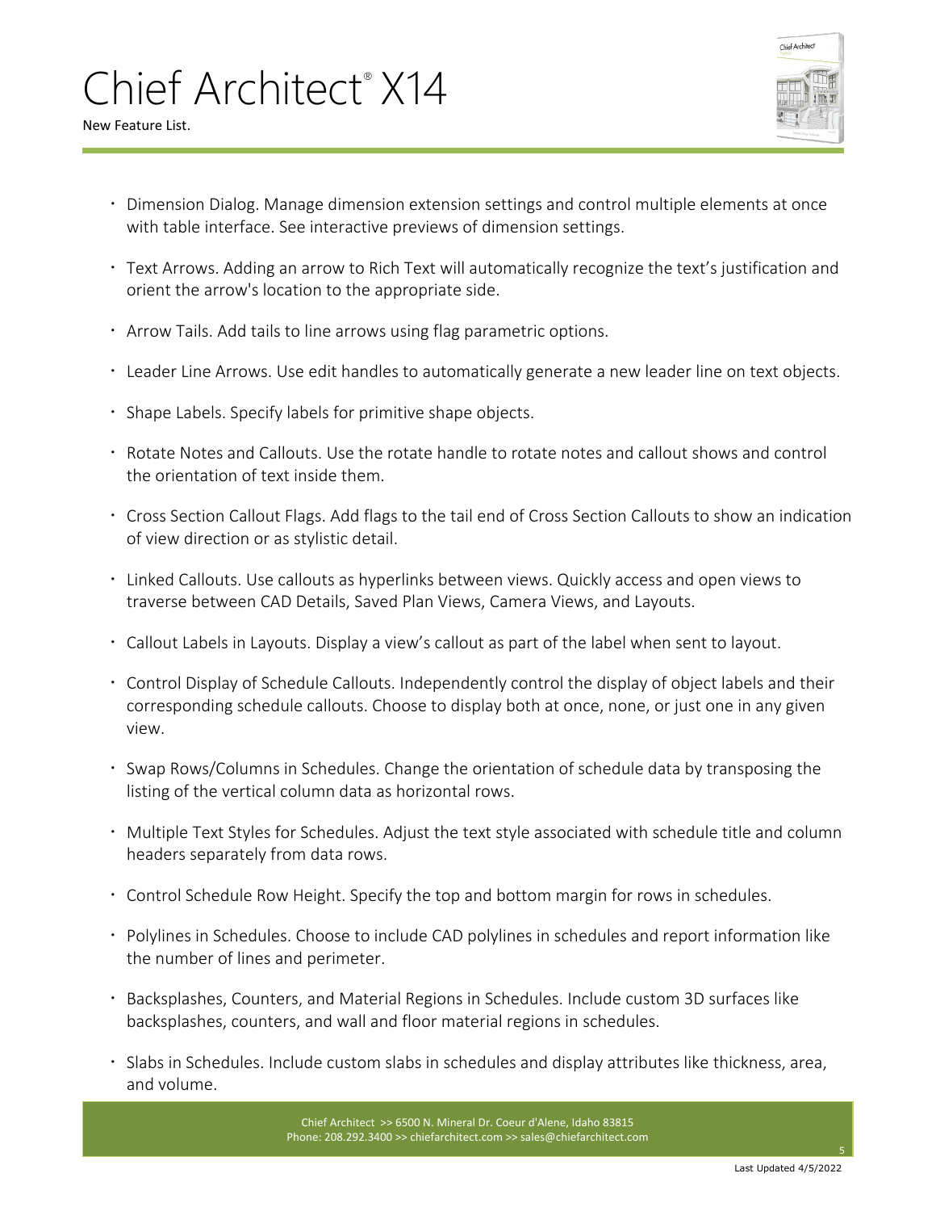- Dimension Dialog. Manage dimension extension settings and control multiple elements at once with table interface. See interactive previews of dimension settings.
- Text Arrows. Adding an arrow to Rich Text will automatically recognize the text's justification and orient the arrow's location to the appropriate side.
- Arrow Tails. Add tails to line arrows using flag parametric options.
- Leader Line Arrows. Use edit handles to automatically generate a new leader line on text objects.
- Shape Labels. Specify labels for primitive shape objects.
- Rotate Notes and Callouts. Use the rotate handle to rotate notes and callout shows and control the orientation of text inside them.
- Cross Section Callout Flags. Add flags to the tail end of Cross Section Callouts to show an indication of view direction or as stylistic detail.
- Linked Callouts. Use callouts as hyperlinks between views. Quickly access and open views to traverse between CAD Details, Saved Plan Views, Camera Views, and Layouts.
- Callout Labels in Layouts. Display a view's callout as part of the label when sent to layout.
- Control Display of Schedule Callouts. Independently control the display of object labels and their corresponding schedule callouts. Choose to display both at once, none, or just one in any given view.
- Swap Rows/Columns in Schedules. Change the orientation of schedule data by transposing the listing of the vertical column data as horizontal rows.
- Multiple Text Styles for Schedules. Adjust the text style associated with schedule title and column headers separately from data rows.
- Control Schedule Row Height. Specify the top and bottom margin for rows in schedules.
- Polylines in Schedules. Choose to include CAD polylines in schedules and report information like the number of lines and perimeter.
- Backsplashes, Counters, and Material Regions in Schedules. Include custom 3D surfaces like backsplashes, counters, and wall and floor material regions in schedules.
- Slabs in Schedules. Include custom slabs in schedules and display attributes like thickness, area, and volume.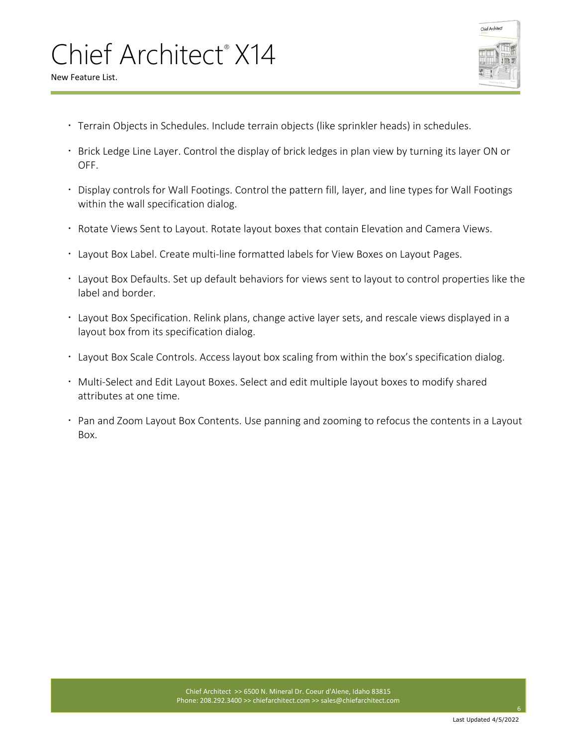- Terrain Objects in Schedules. Include terrain objects (like sprinkler heads) in schedules.
- Brick Ledge Line Layer. Control the display of brick ledges in plan view by turning its layer ON or OFF.
- Display controls for Wall Footings. Control the pattern fill, layer, and line types for Wall Footings within the wall specification dialog.
- Rotate Views Sent to Layout. Rotate layout boxes that contain Elevation and Camera Views.
- Layout Box Label. Create multi-line formatted labels for View Boxes on Layout Pages.
- Layout Box Defaults. Set up default behaviors for views sent to layout to control properties like the label and border.
- Layout Box Specification. Relink plans, change active layer sets, and rescale views displayed in a layout box from its specification dialog.
- Layout Box Scale Controls. Access layout box scaling from within the box's specification dialog.
- Multi-Select and Edit Layout Boxes. Select and edit multiple layout boxes to modify shared attributes at one time.
- Pan and Zoom Layout Box Contents. Use panning and zooming to refocus the contents in a Layout Box.